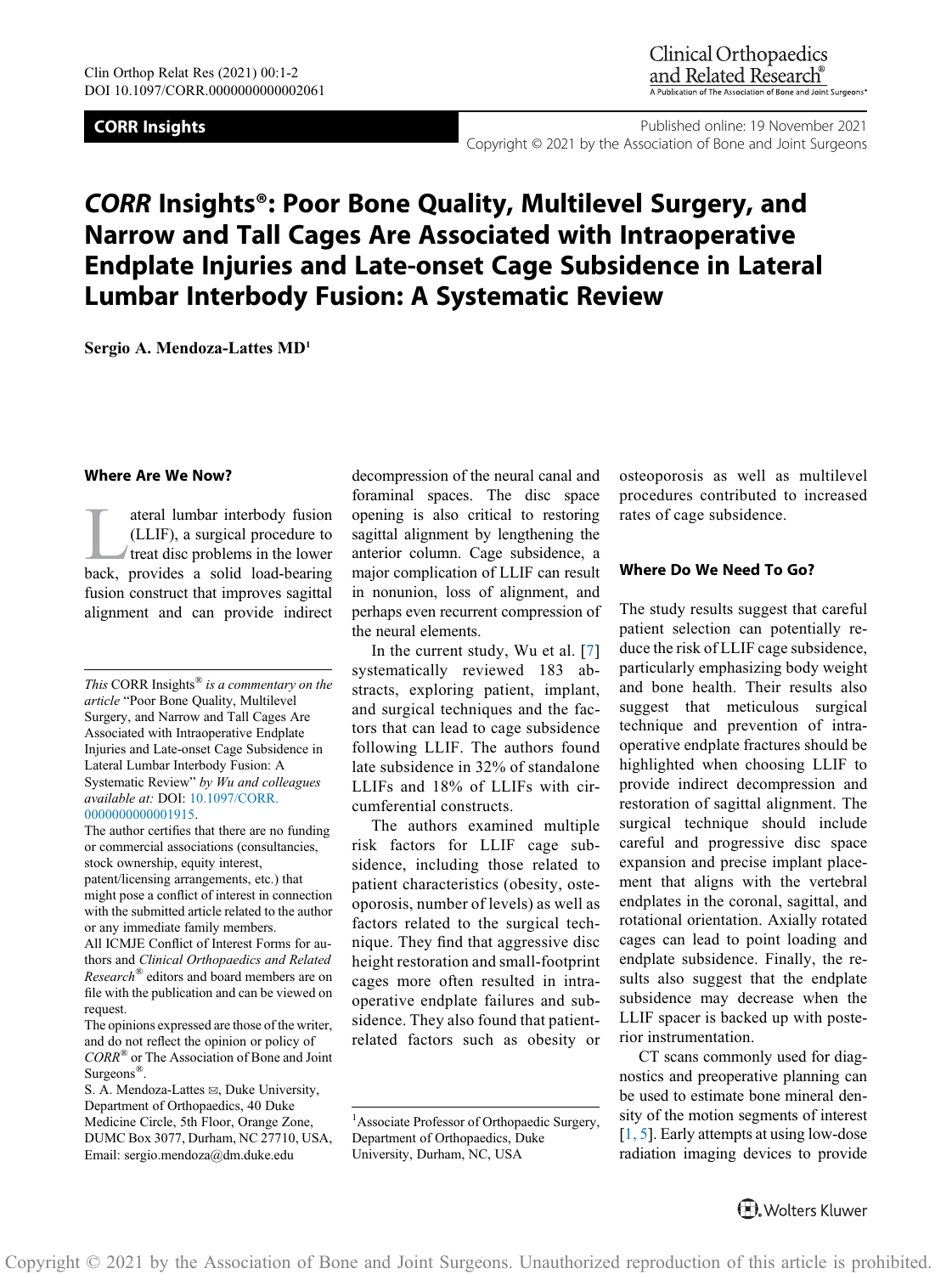**CORR Insights**

Published online: 19 November 2021
Copyright © 2021 by the Association of Bone and Joint Surgeons

# *CORR* Insights®: Poor Bone Quality, Multilevel Surgery, and Narrow and Tall Cages Are Associated with Intraoperative Endplate Injuries and Late-onset Cage Subsidence in Lateral Lumbar Interbody Fusion: A Systematic Review

**Sergio A. Mendoza-Lattes MD**[1]

## Where Are We Now?

Lateral lumbar interbody fusion (LLIF), a surgical procedure to treat disc problems in the lower back, provides a solid load-bearing fusion construct that improves sagittal alignment and can provide indirect decompression of the neural canal and foraminal spaces. The disc space opening is also critical to restoring sagittal alignment by lengthening the anterior column. Cage subsidence, a major complication of LLIF can result in nonunion, loss of alignment, and perhaps even recurrent compression of the neural elements.

In the current study, Wu et al. [7] systematically reviewed 183 abstracts, exploring patient, implant, and surgical techniques and the factors that can lead to cage subsidence following LLIF. The authors found late subsidence in 32% of standalone LLIFs and 18% of LLIFs with circumferential constructs.

The authors examined multiple risk factors for LLIF cage subsidence, including those related to patient characteristics (obesity, osteoporosis, number of levels) as well as factors related to the surgical technique. They find that aggressive disc height restoration and small-footprint cages more often resulted in intraoperative endplate failures and subsidence. They also found that patient-related factors such as obesity or osteoporosis as well as multilevel procedures contributed to increased rates of cage subsidence.

## Where Do We Need To Go?

The study results suggest that careful patient selection can potentially reduce the risk of LLIF cage subsidence, particularly emphasizing body weight and bone health. Their results also suggest that meticulous surgical technique and prevention of intraoperative endplate fractures should be highlighted when choosing LLIF to provide indirect decompression and restoration of sagittal alignment. The surgical technique should include careful and progressive disc space expansion and precise implant placement that aligns with the vertebral endplates in the coronal, sagittal, and rotational orientation. Axially rotated cages can lead to point loading and endplate subsidence. Finally, the results also suggest that the endplate subsidence may decrease when the LLIF spacer is backed up with posterior instrumentation.

CT scans commonly used for diagnostics and preoperative planning can be used to estimate bone mineral density of the motion segments of interest [1, 5]. Early attempts at using low-dose radiation imaging devices to provide

---

*This* CORR Insights® *is a commentary on the article* "Poor Bone Quality, Multilevel Surgery, and Narrow and Tall Cages Are Associated with Intraoperative Endplate Injuries and Late-onset Cage Subsidence in Lateral Lumbar Interbody Fusion: A Systematic Review" *by Wu and colleagues available at:* DOI: 10.1097/CORR.0000000000001915.

The author certifies that there are no funding or commercial associations (consultancies, stock ownership, equity interest, patent/licensing arrangements, etc.) that might pose a conflict of interest in connection with the submitted article related to the author or any immediate family members.

All ICMJE Conflict of Interest Forms for authors and *Clinical Orthopaedics and Related Research*® editors and board members are on file with the publication and can be viewed on request.

The opinions expressed are those of the writer, and do not reflect the opinion or policy of *CORR*® or The Association of Bone and Joint Surgeons®.

S. A. Mendoza-Lattes ✉, Duke University, Department of Orthopaedics, 40 Duke Medicine Circle, 5th Floor, Orange Zone, DUMC Box 3077, Durham, NC 27710, USA, Email: sergio.mendoza@dm.duke.edu

[1] Associate Professor of Orthopaedic Surgery, Department of Orthopaedics, Duke University, Durham, NC, USA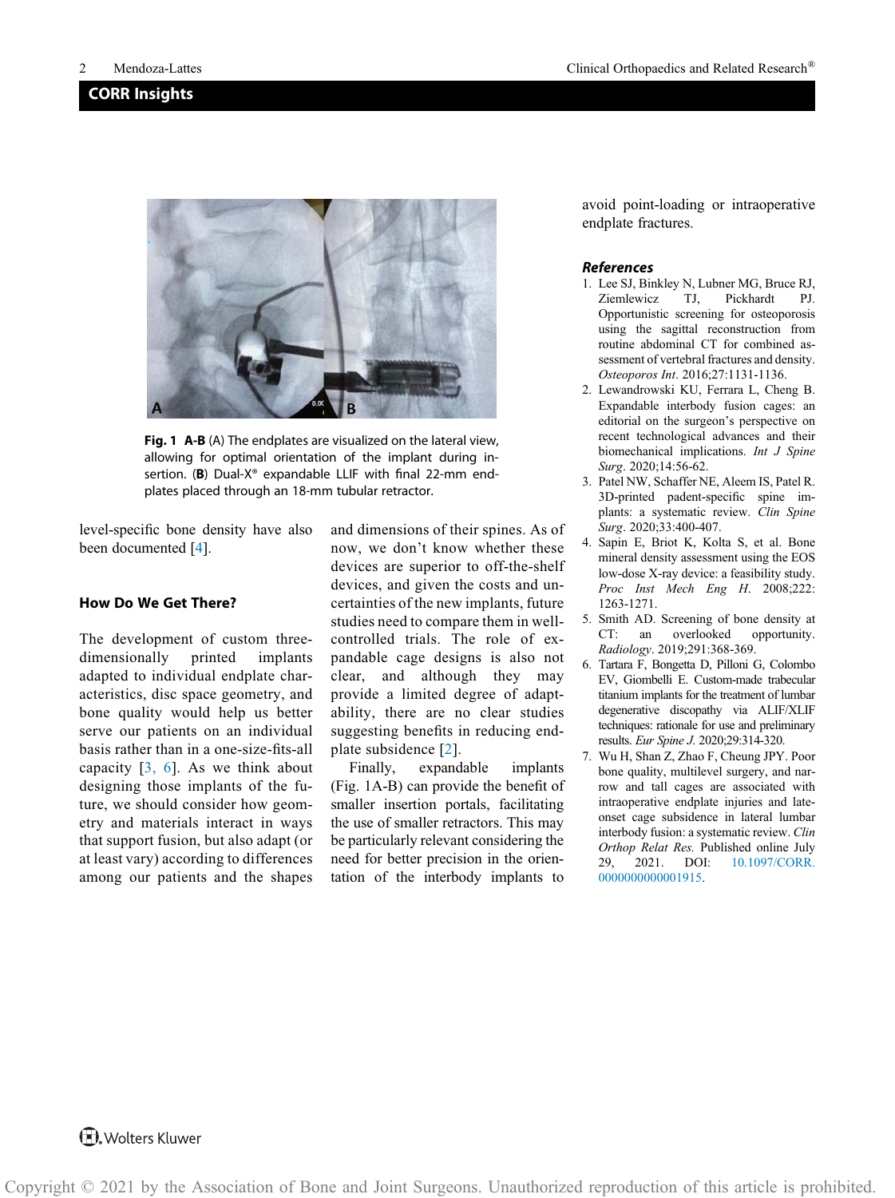Fig. 1 A-B (A) The endplates are visualized on the lateral view, allowing for optimal orientation of the implant during insertion. (B) Dual-X® expandable LLIF with final 22-mm endplates placed through an 18-mm tubular retractor.

level-specific bone density have also been documented [4].

### How Do We Get There?

The development of custom three-dimensionally printed implants adapted to individual endplate characteristics, disc space geometry, and bone quality would help us better serve our patients on an individual basis rather than in a one-size-fits-all capacity [3, 6]. As we think about designing those implants of the future, we should consider how geometry and materials interact in ways that support fusion, but also adapt (or at least vary) according to differences among our patients and the shapes and dimensions of their spines. As of now, we don't know whether these devices are superior to off-the-shelf devices, and given the costs and uncertainties of the new implants, future studies need to compare them in well-controlled trials. The role of expandable cage designs is also not clear, and although they may provide a limited degree of adaptability, there are no clear studies suggesting benefits in reducing endplate subsidence [2].

Finally, expandable implants (Fig. 1A-B) can provide the benefit of smaller insertion portals, facilitating the use of smaller retractors. This may be particularly relevant considering the need for better precision in the orientation of the interbody implants to avoid point-loading or intraoperative endplate fractures.

### References

1. Lee SJ, Binkley N, Lubner MG, Bruce RJ, Ziemlewicz TJ, Pickhardt PJ. Opportunistic screening for osteoporosis using the sagittal reconstruction from routine abdominal CT for combined assessment of vertebral fractures and density. *Osteoporos Int*. 2016;27:1131-1136.
2. Lewandrowski KU, Ferrara L, Cheng B. Expandable interbody fusion cages: an editorial on the surgeon's perspective on recent technological advances and their biomechanical implications. *Int J Spine Surg*. 2020;14:56-62.
3. Patel NW, Schaffer NE, Aleem IS, Patel R. 3D-printed padent-specific spine implants: a systematic review. *Clin Spine Surg*. 2020;33:400-407.
4. Sapin E, Briot K, Kolta S, et al. Bone mineral density assessment using the EOS low-dose X-ray device: a feasibility study. *Proc Inst Mech Eng H*. 2008;222:1263-1271.
5. Smith AD. Screening of bone density at CT: an overlooked opportunity. *Radiology*. 2019;291:368-369.
6. Tartara F, Bongetta D, Pilloni G, Colombo EV, Giombelli E. Custom-made trabecular titanium implants for the treatment of lumbar degenerative discopathy via ALIF/XLIF techniques: rationale for use and preliminary results. *Eur Spine J*. 2020;29:314-320.
7. Wu H, Shan Z, Zhao F, Cheung JPY. Poor bone quality, multilevel surgery, and narrow and tall cages are associated with intraoperative endplate injuries and late-onset cage subsidence in lateral lumbar interbody fusion: a systematic review. *Clin Orthop Relat Res*. Published online July 29, 2021. DOI: 10.1097/CORR.0000000000001915.